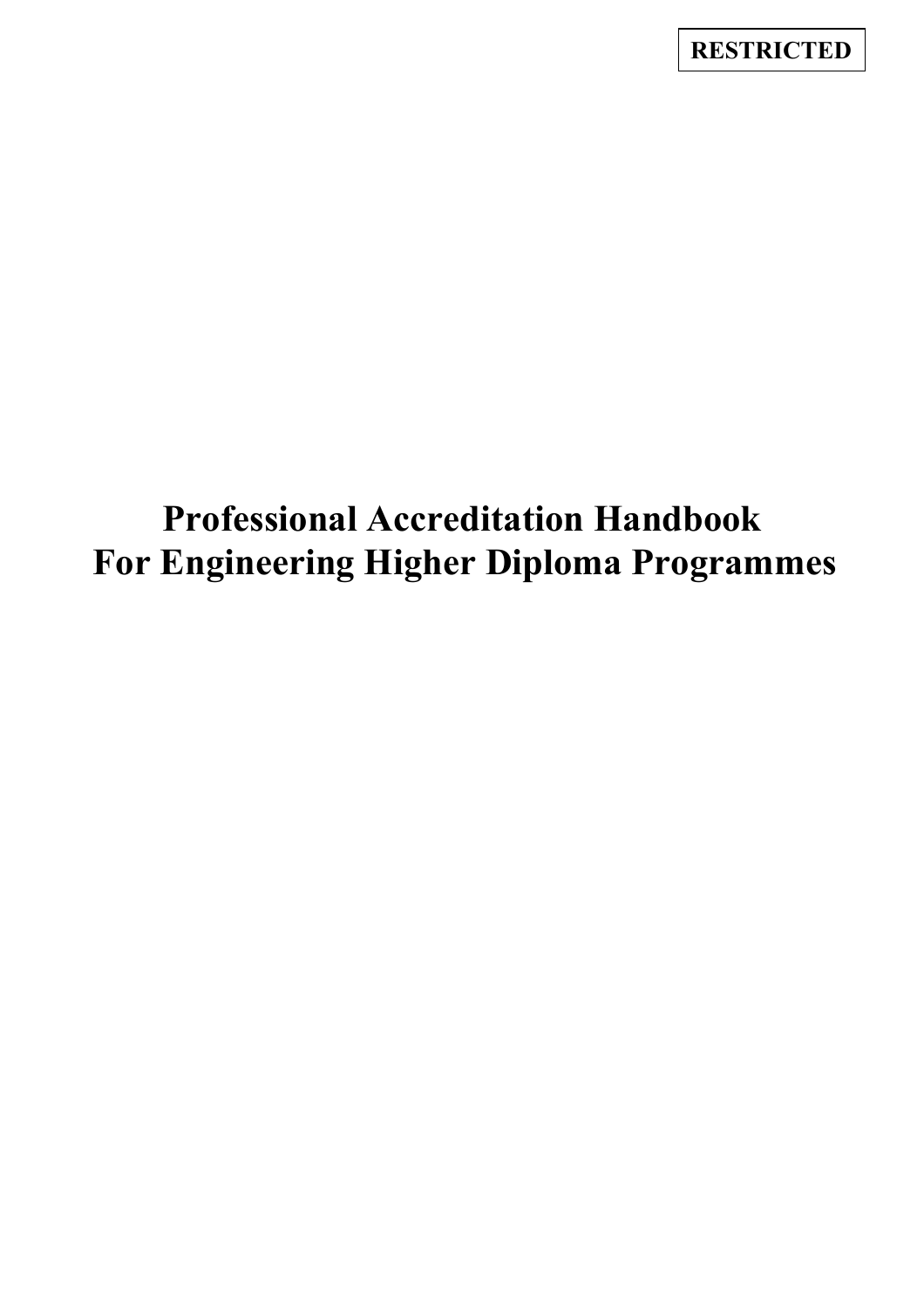**RESTRICTED**

# Professional Accreditation Handbook For Engineering Higher Diploma Programmes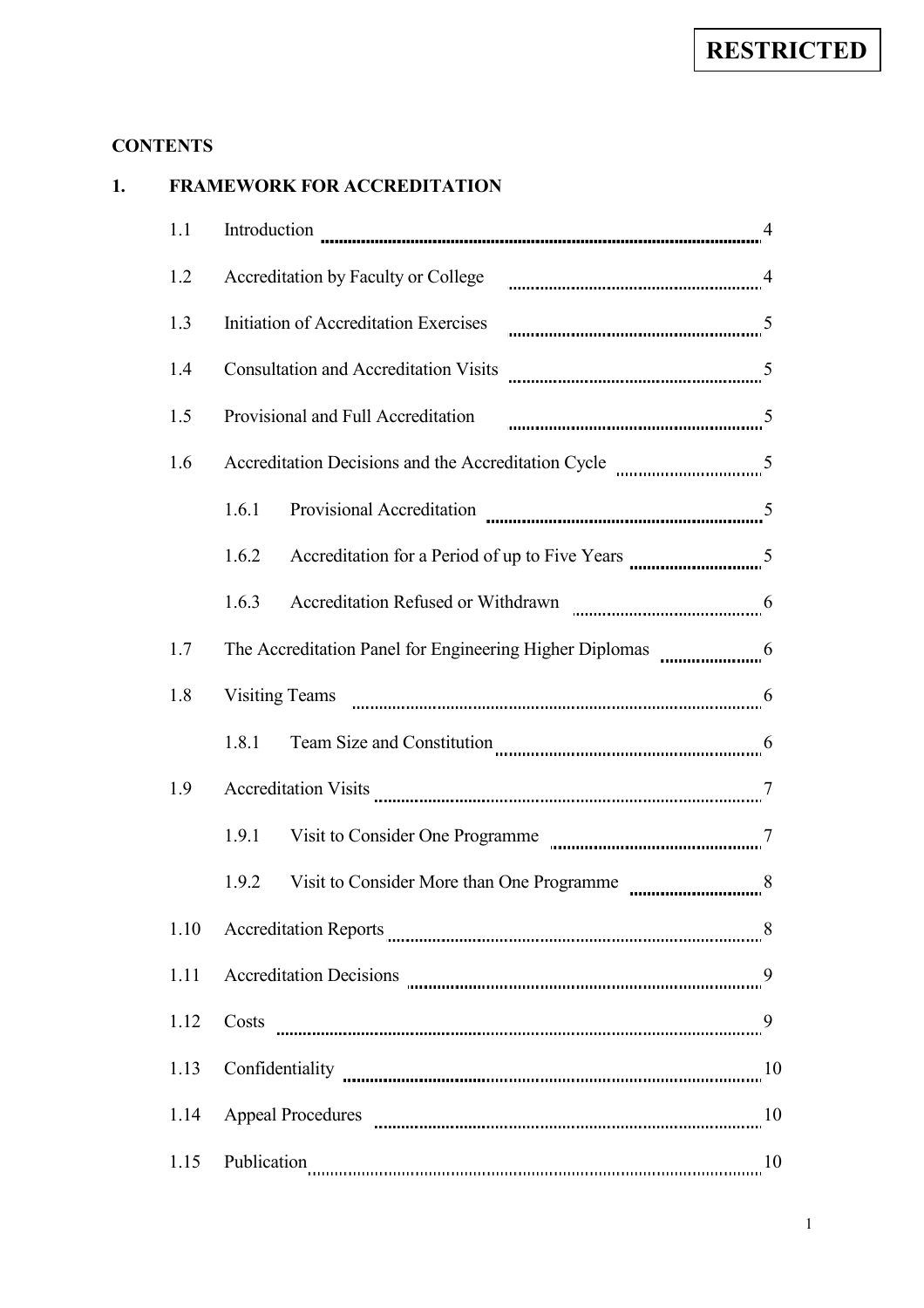**RESTRICTED**

**CONTENTS**

## 1. FRAMEWORK FOR ACCREDITATION

| | | |
|---|---|---|
| 1.1 | Introduction | 4 |
| 1.2 | Accreditation by Faculty or College | 4 |
| 1.3 | Initiation of Accreditation Exercises | 5 |
| 1.4 | Consultation and Accreditation Visits | 5 |
| 1.5 | Provisional and Full Accreditation | 5 |
| 1.6 | Accreditation Decisions and the Accreditation Cycle | 5 |
| 1.6.1 | Provisional Accreditation | 5 |
| 1.6.2 | Accreditation for a Period of up to Five Years | 5 |
| 1.6.3 | Accreditation Refused or Withdrawn | 6 |
| 1.7 | The Accreditation Panel for Engineering Higher Diplomas | 6 |
| 1.8 | Visiting Teams | 6 |
| 1.8.1 | Team Size and Constitution | 6 |
| 1.9 | Accreditation Visits | 7 |
| 1.9.1 | Visit to Consider One Programme | 7 |
| 1.9.2 | Visit to Consider More than One Programme | 8 |
| 1.10 | Accreditation Reports | 8 |
| 1.11 | Accreditation Decisions | 9 |
| 1.12 | Costs | 9 |
| 1.13 | Confidentiality | 10 |
| 1.14 | Appeal Procedures | 10 |
| 1.15 | Publication | 10 |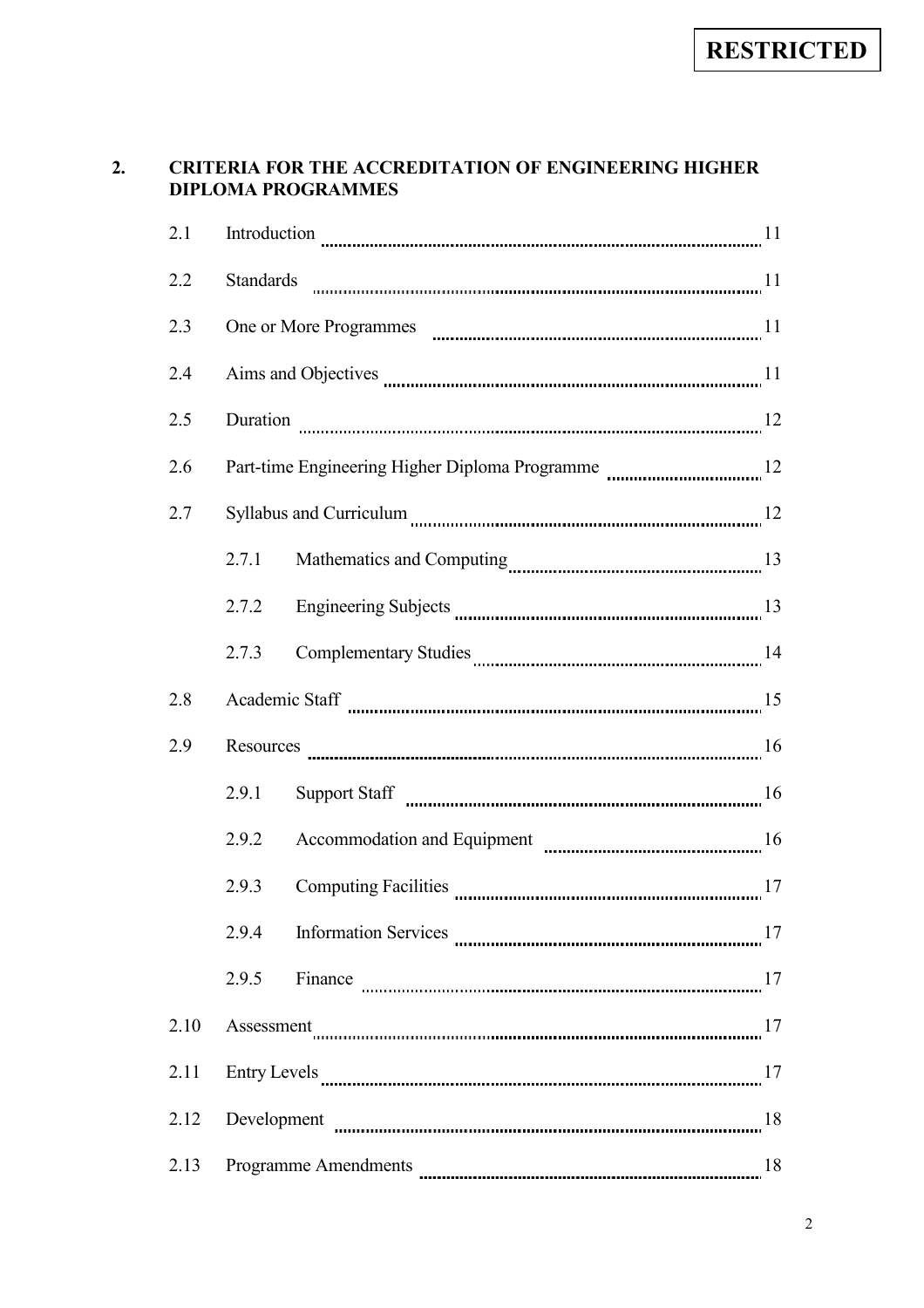## 2. CRITERIA FOR THE ACCREDITATION OF ENGINEERING HIGHER DIPLOMA PROGRAMMES

| | | |
|---|---|---|
| 2.1 | Introduction | 11 |
| 2.2 | Standards | 11 |
| 2.3 | One or More Programmes | 11 |
| 2.4 | Aims and Objectives | 11 |
| 2.5 | Duration | 12 |
| 2.6 | Part-time Engineering Higher Diploma Programme | 12 |
| 2.7 | Syllabus and Curriculum | 12 |
| 2.7.1 | Mathematics and Computing | 13 |
| 2.7.2 | Engineering Subjects | 13 |
| 2.7.3 | Complementary Studies | 14 |
| 2.8 | Academic Staff | 15 |
| 2.9 | Resources | 16 |
| 2.9.1 | Support Staff | 16 |
| 2.9.2 | Accommodation and Equipment | 16 |
| 2.9.3 | Computing Facilities | 17 |
| 2.9.4 | Information Services | 17 |
| 2.9.5 | Finance | 17 |
| 2.10 | Assessment | 17 |
| 2.11 | Entry Levels | 17 |
| 2.12 | Development | 18 |
| 2.13 | Programme Amendments | 18 |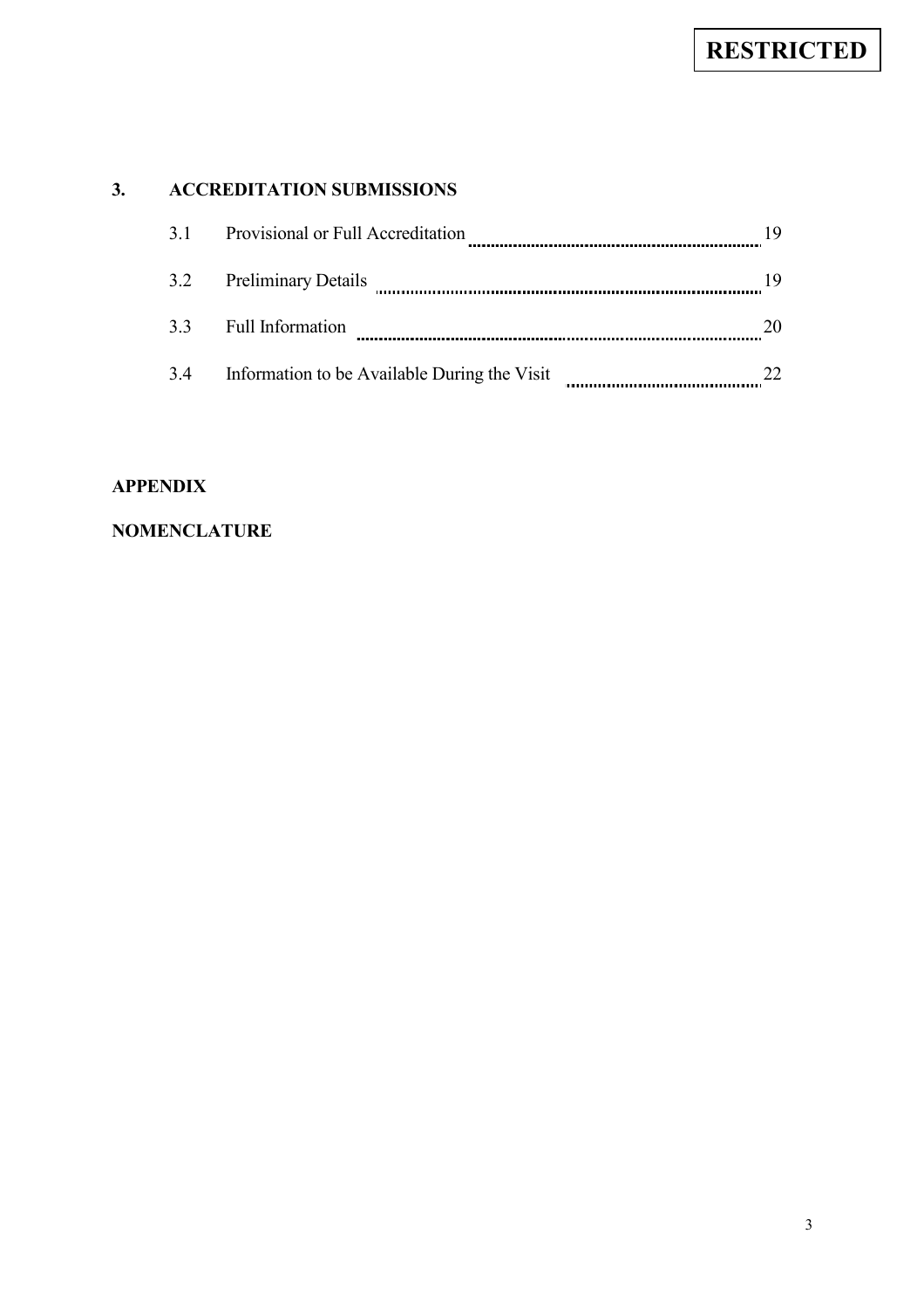**3. ACCREDITATION SUBMISSIONS**

| | | |
|---|---|---|
| 3.1 | Provisional or Full Accreditation | 19 |
| 3.2 | Preliminary Details | 19 |
| 3.3 | Full Information | 20 |
| 3.4 | Information to be Available During the Visit | 22 |

**APPENDIX**

**NOMENCLATURE**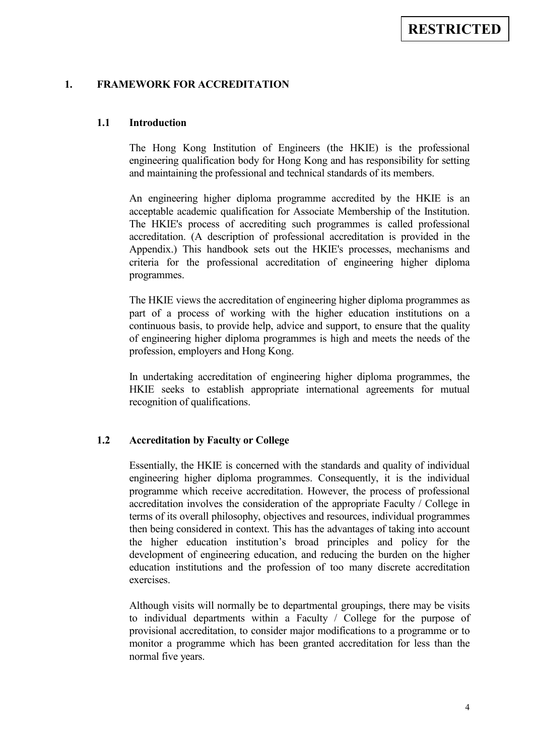# 1. FRAMEWORK FOR ACCREDITATION

## 1.1 Introduction

The Hong Kong Institution of Engineers (the HKIE) is the professional engineering qualification body for Hong Kong and has responsibility for setting and maintaining the professional and technical standards of its members.

An engineering higher diploma programme accredited by the HKIE is an acceptable academic qualification for Associate Membership of the Institution. The HKIE's process of accrediting such programmes is called professional accreditation. (A description of professional accreditation is provided in the Appendix.) This handbook sets out the HKIE's processes, mechanisms and criteria for the professional accreditation of engineering higher diploma programmes.

The HKIE views the accreditation of engineering higher diploma programmes as part of a process of working with the higher education institutions on a continuous basis, to provide help, advice and support, to ensure that the quality of engineering higher diploma programmes is high and meets the needs of the profession, employers and Hong Kong.

In undertaking accreditation of engineering higher diploma programmes, the HKIE seeks to establish appropriate international agreements for mutual recognition of qualifications.

## 1.2 Accreditation by Faculty or College

Essentially, the HKIE is concerned with the standards and quality of individual engineering higher diploma programmes. Consequently, it is the individual programme which receive accreditation. However, the process of professional accreditation involves the consideration of the appropriate Faculty / College in terms of its overall philosophy, objectives and resources, individual programmes then being considered in context. This has the advantages of taking into account the higher education institution's broad principles and policy for the development of engineering education, and reducing the burden on the higher education institutions and the profession of too many discrete accreditation exercises.

Although visits will normally be to departmental groupings, there may be visits to individual departments within a Faculty / College for the purpose of provisional accreditation, to consider major modifications to a programme or to monitor a programme which has been granted accreditation for less than the normal five years.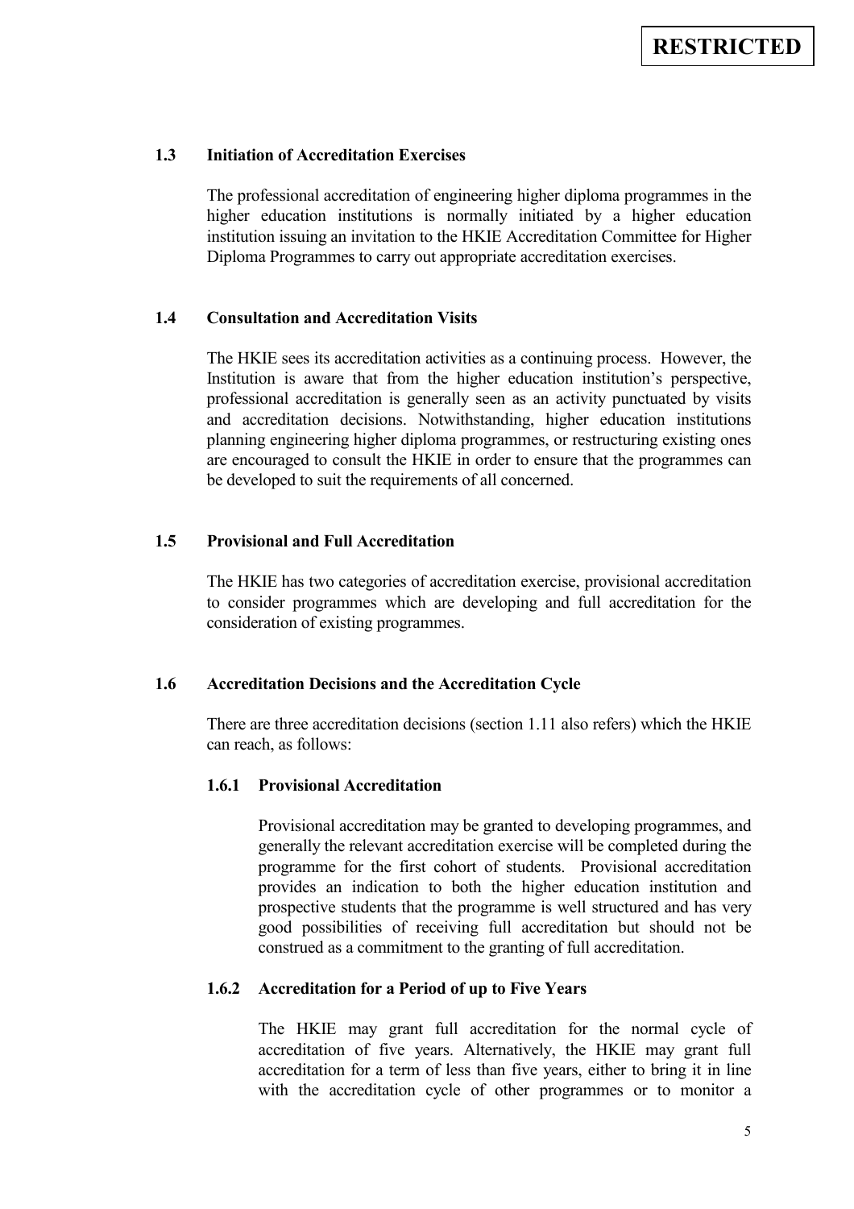### 1.3 Initiation of Accreditation Exercises

The professional accreditation of engineering higher diploma programmes in the higher education institutions is normally initiated by a higher education institution issuing an invitation to the HKIE Accreditation Committee for Higher Diploma Programmes to carry out appropriate accreditation exercises.

### 1.4 Consultation and Accreditation Visits

The HKIE sees its accreditation activities as a continuing process. However, the Institution is aware that from the higher education institution's perspective, professional accreditation is generally seen as an activity punctuated by visits and accreditation decisions. Notwithstanding, higher education institutions planning engineering higher diploma programmes, or restructuring existing ones are encouraged to consult the HKIE in order to ensure that the programmes can be developed to suit the requirements of all concerned.

### 1.5 Provisional and Full Accreditation

The HKIE has two categories of accreditation exercise, provisional accreditation to consider programmes which are developing and full accreditation for the consideration of existing programmes.

### 1.6 Accreditation Decisions and the Accreditation Cycle

There are three accreditation decisions (section 1.11 also refers) which the HKIE can reach, as follows:

#### 1.6.1 Provisional Accreditation

Provisional accreditation may be granted to developing programmes, and generally the relevant accreditation exercise will be completed during the programme for the first cohort of students. Provisional accreditation provides an indication to both the higher education institution and prospective students that the programme is well structured and has very good possibilities of receiving full accreditation but should not be construed as a commitment to the granting of full accreditation.

#### 1.6.2 Accreditation for a Period of up to Five Years

The HKIE may grant full accreditation for the normal cycle of accreditation of five years. Alternatively, the HKIE may grant full accreditation for a term of less than five years, either to bring it in line with the accreditation cycle of other programmes or to monitor a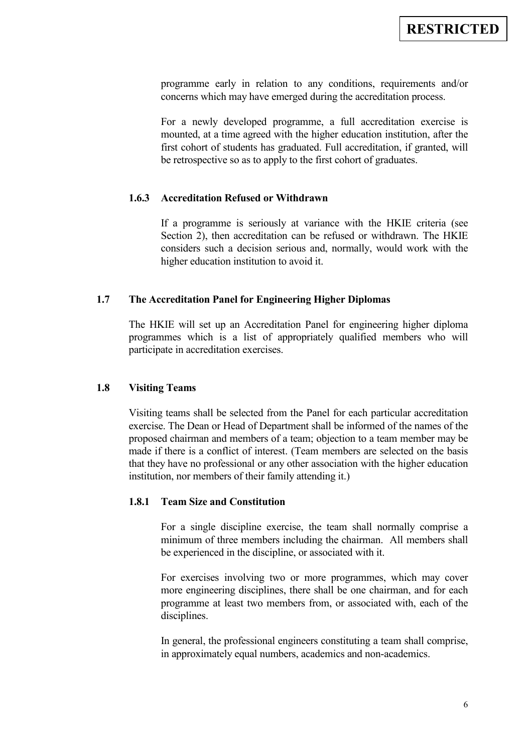programme early in relation to any conditions, requirements and/or concerns which may have emerged during the accreditation process.

For a newly developed programme, a full accreditation exercise is mounted, at a time agreed with the higher education institution, after the first cohort of students has graduated. Full accreditation, if granted, will be retrospective so as to apply to the first cohort of graduates.

#### 1.6.3 Accreditation Refused or Withdrawn

If a programme is seriously at variance with the HKIE criteria (see Section 2), then accreditation can be refused or withdrawn. The HKIE considers such a decision serious and, normally, would work with the higher education institution to avoid it.

### 1.7 The Accreditation Panel for Engineering Higher Diplomas

The HKIE will set up an Accreditation Panel for engineering higher diploma programmes which is a list of appropriately qualified members who will participate in accreditation exercises.

### 1.8 Visiting Teams

Visiting teams shall be selected from the Panel for each particular accreditation exercise. The Dean or Head of Department shall be informed of the names of the proposed chairman and members of a team; objection to a team member may be made if there is a conflict of interest. (Team members are selected on the basis that they have no professional or any other association with the higher education institution, nor members of their family attending it.)

#### 1.8.1 Team Size and Constitution

For a single discipline exercise, the team shall normally comprise a minimum of three members including the chairman. All members shall be experienced in the discipline, or associated with it.

For exercises involving two or more programmes, which may cover more engineering disciplines, there shall be one chairman, and for each programme at least two members from, or associated with, each of the disciplines.

In general, the professional engineers constituting a team shall comprise, in approximately equal numbers, academics and non-academics.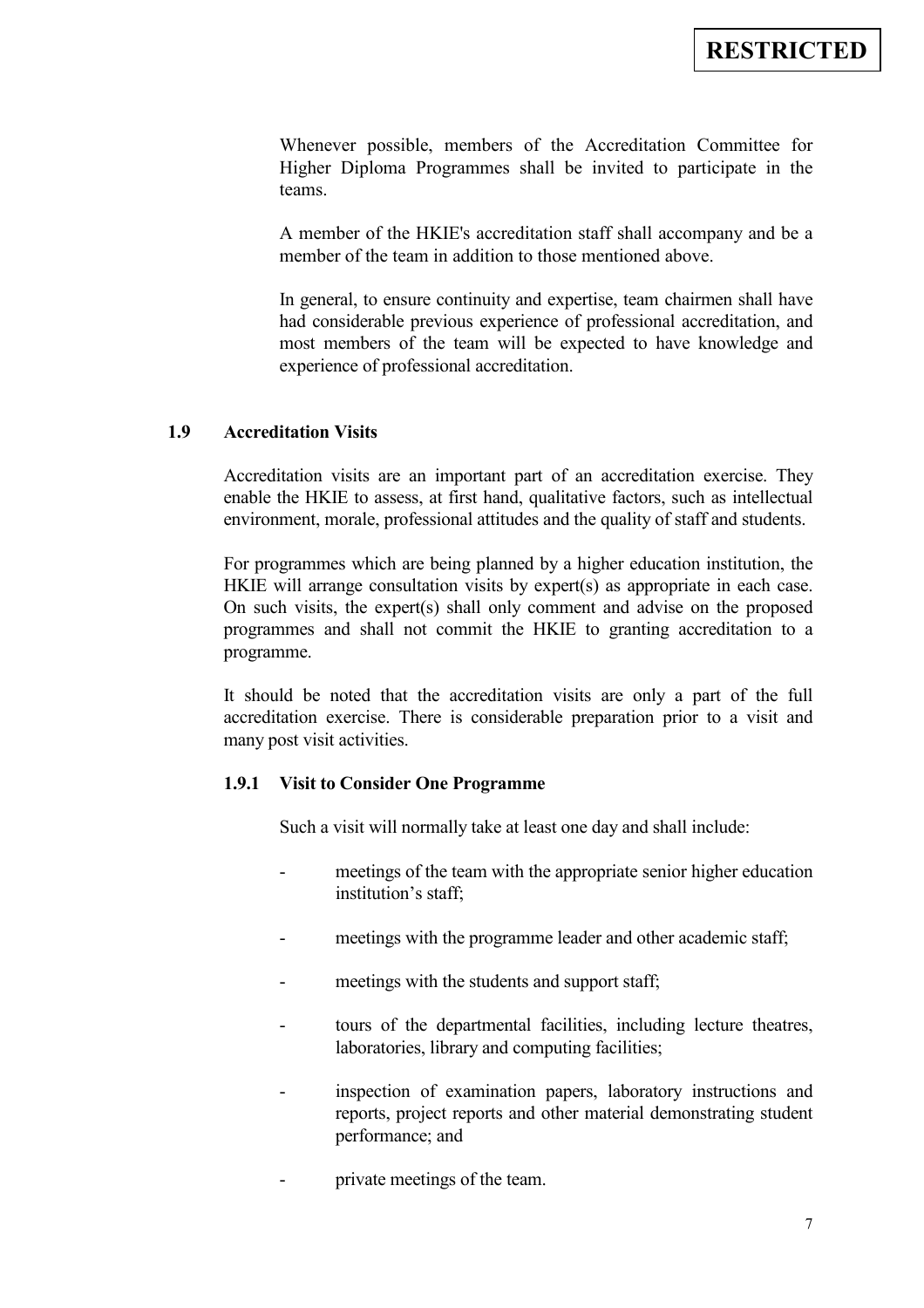Whenever possible, members of the Accreditation Committee for Higher Diploma Programmes shall be invited to participate in the teams.

A member of the HKIE's accreditation staff shall accompany and be a member of the team in addition to those mentioned above.

In general, to ensure continuity and expertise, team chairmen shall have had considerable previous experience of professional accreditation, and most members of the team will be expected to have knowledge and experience of professional accreditation.

## 1.9 Accreditation Visits

Accreditation visits are an important part of an accreditation exercise. They enable the HKIE to assess, at first hand, qualitative factors, such as intellectual environment, morale, professional attitudes and the quality of staff and students.

For programmes which are being planned by a higher education institution, the HKIE will arrange consultation visits by expert(s) as appropriate in each case. On such visits, the expert(s) shall only comment and advise on the proposed programmes and shall not commit the HKIE to granting accreditation to a programme.

It should be noted that the accreditation visits are only a part of the full accreditation exercise. There is considerable preparation prior to a visit and many post visit activities.

### 1.9.1 Visit to Consider One Programme

Such a visit will normally take at least one day and shall include:

- meetings of the team with the appropriate senior higher education institution's staff;
- meetings with the programme leader and other academic staff;
- meetings with the students and support staff;
- tours of the departmental facilities, including lecture theatres, laboratories, library and computing facilities;
- inspection of examination papers, laboratory instructions and reports, project reports and other material demonstrating student performance; and
- private meetings of the team.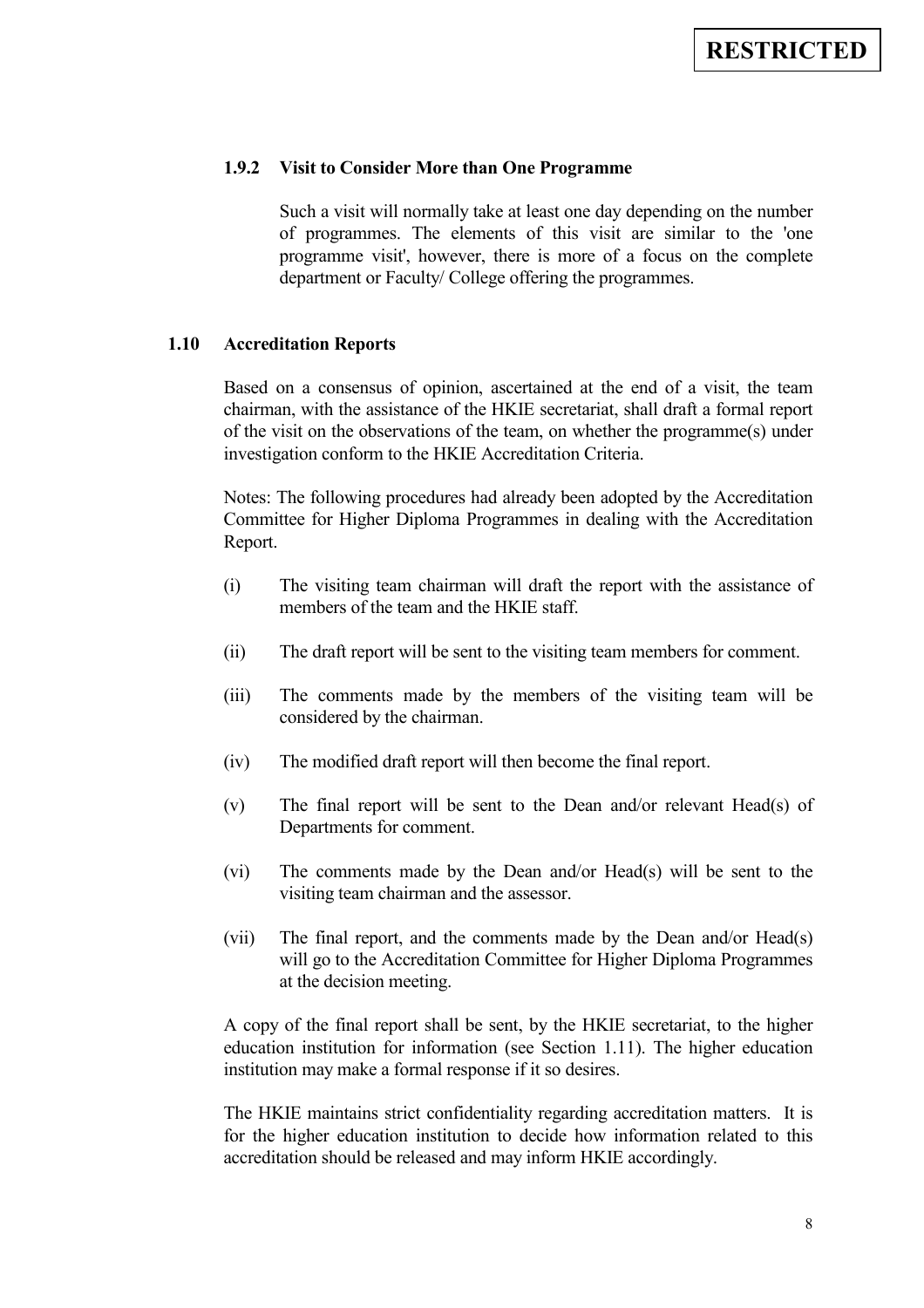#### 1.9.2 Visit to Consider More than One Programme

Such a visit will normally take at least one day depending on the number of programmes. The elements of this visit are similar to the 'one programme visit', however, there is more of a focus on the complete department or Faculty/ College offering the programmes.

### 1.10 Accreditation Reports

Based on a consensus of opinion, ascertained at the end of a visit, the team chairman, with the assistance of the HKIE secretariat, shall draft a formal report of the visit on the observations of the team, on whether the programme(s) under investigation conform to the HKIE Accreditation Criteria.

Notes: The following procedures had already been adopted by the Accreditation Committee for Higher Diploma Programmes in dealing with the Accreditation Report.

(i) The visiting team chairman will draft the report with the assistance of members of the team and the HKIE staff.

(ii) The draft report will be sent to the visiting team members for comment.

(iii) The comments made by the members of the visiting team will be considered by the chairman.

(iv) The modified draft report will then become the final report.

(v) The final report will be sent to the Dean and/or relevant Head(s) of Departments for comment.

(vi) The comments made by the Dean and/or Head(s) will be sent to the visiting team chairman and the assessor.

(vii) The final report, and the comments made by the Dean and/or Head(s) will go to the Accreditation Committee for Higher Diploma Programmes at the decision meeting.

A copy of the final report shall be sent, by the HKIE secretariat, to the higher education institution for information (see Section 1.11). The higher education institution may make a formal response if it so desires.

The HKIE maintains strict confidentiality regarding accreditation matters. It is for the higher education institution to decide how information related to this accreditation should be released and may inform HKIE accordingly.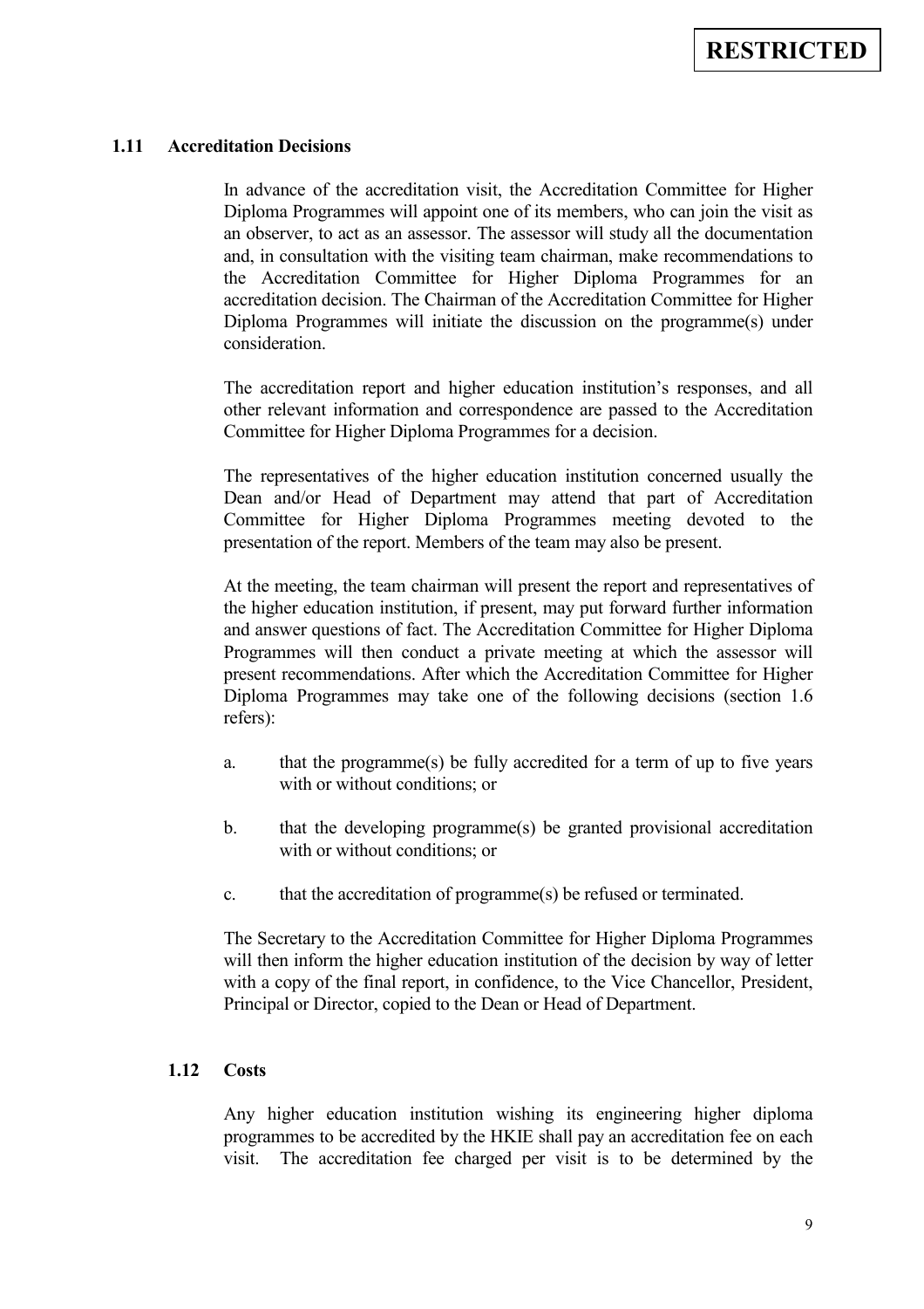### 1.11 Accreditation Decisions

In advance of the accreditation visit, the Accreditation Committee for Higher Diploma Programmes will appoint one of its members, who can join the visit as an observer, to act as an assessor. The assessor will study all the documentation and, in consultation with the visiting team chairman, make recommendations to the Accreditation Committee for Higher Diploma Programmes for an accreditation decision. The Chairman of the Accreditation Committee for Higher Diploma Programmes will initiate the discussion on the programme(s) under consideration.

The accreditation report and higher education institution's responses, and all other relevant information and correspondence are passed to the Accreditation Committee for Higher Diploma Programmes for a decision.

The representatives of the higher education institution concerned usually the Dean and/or Head of Department may attend that part of Accreditation Committee for Higher Diploma Programmes meeting devoted to the presentation of the report. Members of the team may also be present.

At the meeting, the team chairman will present the report and representatives of the higher education institution, if present, may put forward further information and answer questions of fact. The Accreditation Committee for Higher Diploma Programmes will then conduct a private meeting at which the assessor will present recommendations. After which the Accreditation Committee for Higher Diploma Programmes may take one of the following decisions (section 1.6 refers):

a. that the programme(s) be fully accredited for a term of up to five years with or without conditions; or

b. that the developing programme(s) be granted provisional accreditation with or without conditions; or

c. that the accreditation of programme(s) be refused or terminated.

The Secretary to the Accreditation Committee for Higher Diploma Programmes will then inform the higher education institution of the decision by way of letter with a copy of the final report, in confidence, to the Vice Chancellor, President, Principal or Director, copied to the Dean or Head of Department.

### 1.12 Costs

Any higher education institution wishing its engineering higher diploma programmes to be accredited by the HKIE shall pay an accreditation fee on each visit. The accreditation fee charged per visit is to be determined by the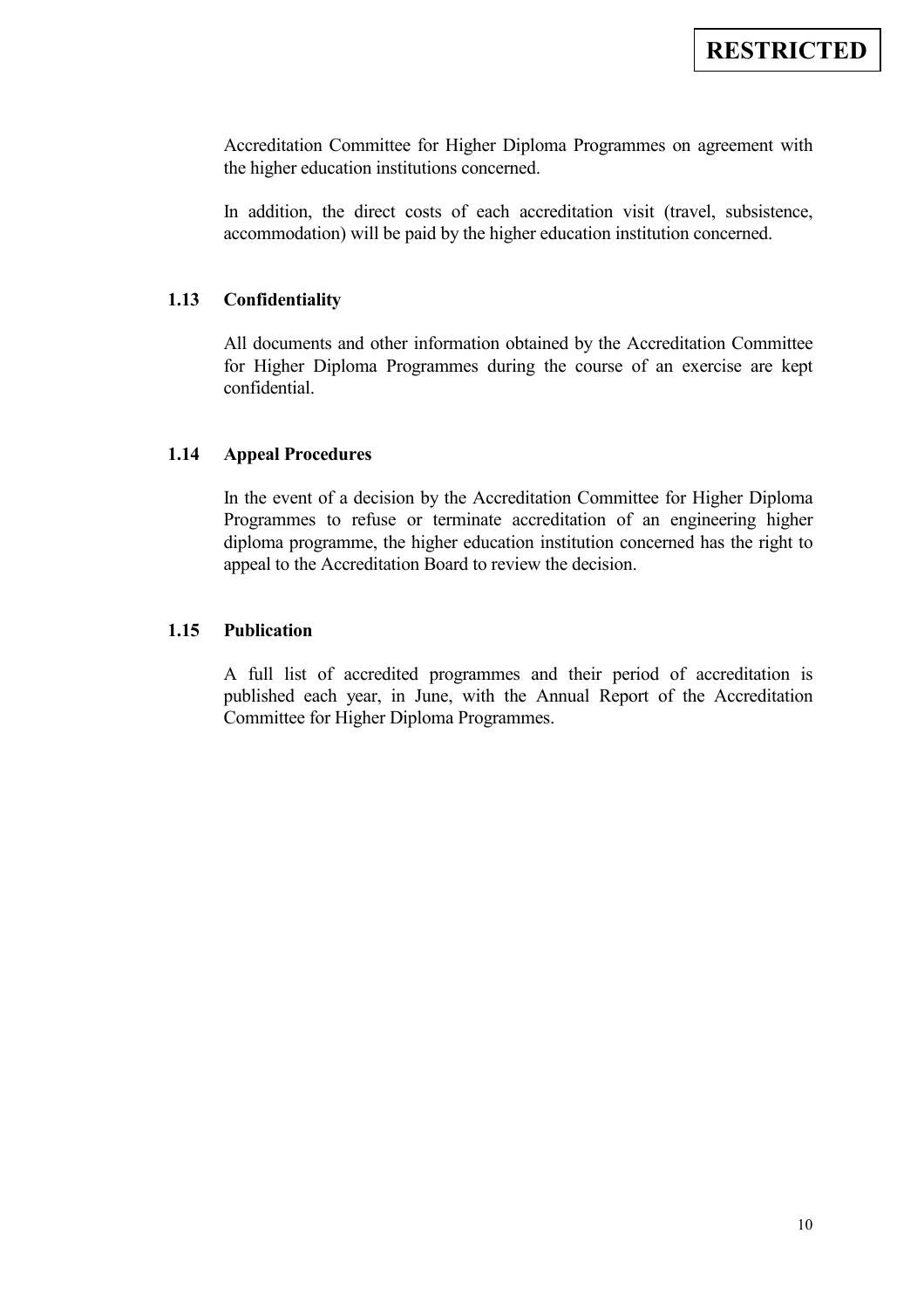Accreditation Committee for Higher Diploma Programmes on agreement with the higher education institutions concerned.

In addition, the direct costs of each accreditation visit (travel, subsistence, accommodation) will be paid by the higher education institution concerned.

### 1.13 Confidentiality

All documents and other information obtained by the Accreditation Committee for Higher Diploma Programmes during the course of an exercise are kept confidential.

### 1.14 Appeal Procedures

In the event of a decision by the Accreditation Committee for Higher Diploma Programmes to refuse or terminate accreditation of an engineering higher diploma programme, the higher education institution concerned has the right to appeal to the Accreditation Board to review the decision.

### 1.15 Publication

A full list of accredited programmes and their period of accreditation is published each year, in June, with the Annual Report of the Accreditation Committee for Higher Diploma Programmes.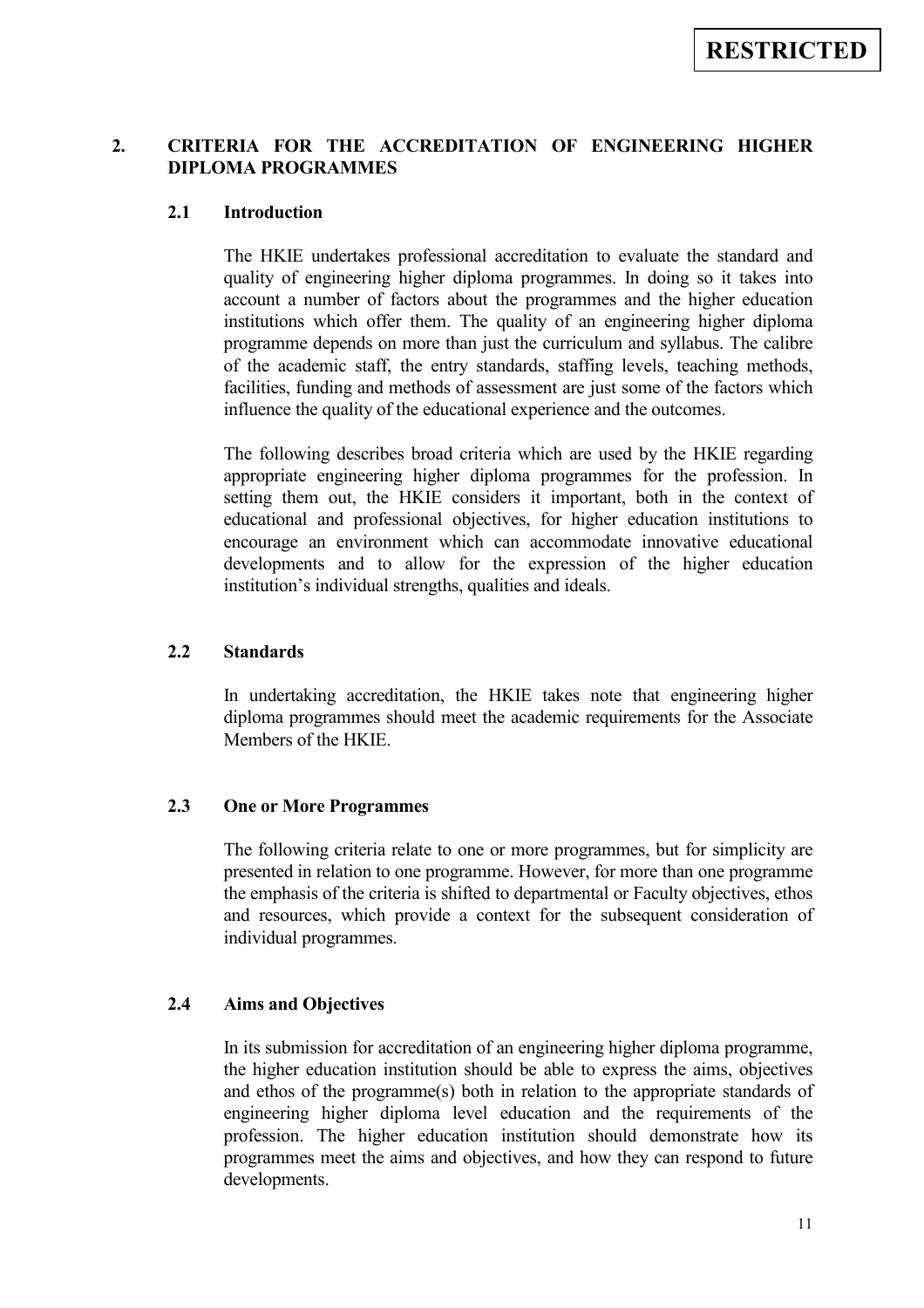## 2. CRITERIA FOR THE ACCREDITATION OF ENGINEERING HIGHER DIPLOMA PROGRAMMES

### 2.1 Introduction

The HKIE undertakes professional accreditation to evaluate the standard and quality of engineering higher diploma programmes. In doing so it takes into account a number of factors about the programmes and the higher education institutions which offer them. The quality of an engineering higher diploma programme depends on more than just the curriculum and syllabus. The calibre of the academic staff, the entry standards, staffing levels, teaching methods, facilities, funding and methods of assessment are just some of the factors which influence the quality of the educational experience and the outcomes.

The following describes broad criteria which are used by the HKIE regarding appropriate engineering higher diploma programmes for the profession. In setting them out, the HKIE considers it important, both in the context of educational and professional objectives, for higher education institutions to encourage an environment which can accommodate innovative educational developments and to allow for the expression of the higher education institution's individual strengths, qualities and ideals.

### 2.2 Standards

In undertaking accreditation, the HKIE takes note that engineering higher diploma programmes should meet the academic requirements for the Associate Members of the HKIE.

### 2.3 One or More Programmes

The following criteria relate to one or more programmes, but for simplicity are presented in relation to one programme. However, for more than one programme the emphasis of the criteria is shifted to departmental or Faculty objectives, ethos and resources, which provide a context for the subsequent consideration of individual programmes.

### 2.4 Aims and Objectives

In its submission for accreditation of an engineering higher diploma programme, the higher education institution should be able to express the aims, objectives and ethos of the programme(s) both in relation to the appropriate standards of engineering higher diploma level education and the requirements of the profession. The higher education institution should demonstrate how its programmes meet the aims and objectives, and how they can respond to future developments.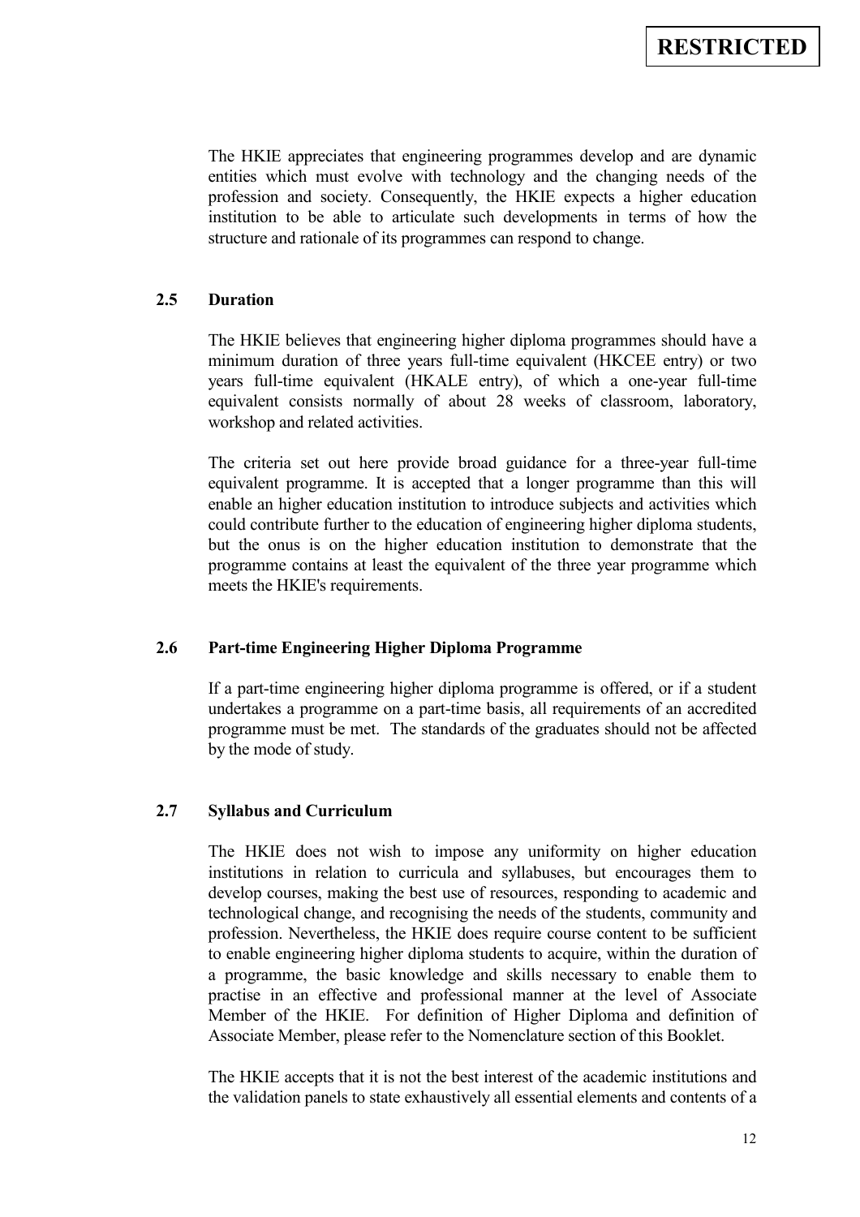The HKIE appreciates that engineering programmes develop and are dynamic entities which must evolve with technology and the changing needs of the profession and society. Consequently, the HKIE expects a higher education institution to be able to articulate such developments in terms of how the structure and rationale of its programmes can respond to change.

### 2.5 Duration

The HKIE believes that engineering higher diploma programmes should have a minimum duration of three years full-time equivalent (HKCEE entry) or two years full-time equivalent (HKALE entry), of which a one-year full-time equivalent consists normally of about 28 weeks of classroom, laboratory, workshop and related activities.

The criteria set out here provide broad guidance for a three-year full-time equivalent programme. It is accepted that a longer programme than this will enable an higher education institution to introduce subjects and activities which could contribute further to the education of engineering higher diploma students, but the onus is on the higher education institution to demonstrate that the programme contains at least the equivalent of the three year programme which meets the HKIE's requirements.

### 2.6 Part-time Engineering Higher Diploma Programme

If a part-time engineering higher diploma programme is offered, or if a student undertakes a programme on a part-time basis, all requirements of an accredited programme must be met. The standards of the graduates should not be affected by the mode of study.

### 2.7 Syllabus and Curriculum

The HKIE does not wish to impose any uniformity on higher education institutions in relation to curricula and syllabuses, but encourages them to develop courses, making the best use of resources, responding to academic and technological change, and recognising the needs of the students, community and profession. Nevertheless, the HKIE does require course content to be sufficient to enable engineering higher diploma students to acquire, within the duration of a programme, the basic knowledge and skills necessary to enable them to practise in an effective and professional manner at the level of Associate Member of the HKIE. For definition of Higher Diploma and definition of Associate Member, please refer to the Nomenclature section of this Booklet.

The HKIE accepts that it is not the best interest of the academic institutions and the validation panels to state exhaustively all essential elements and contents of a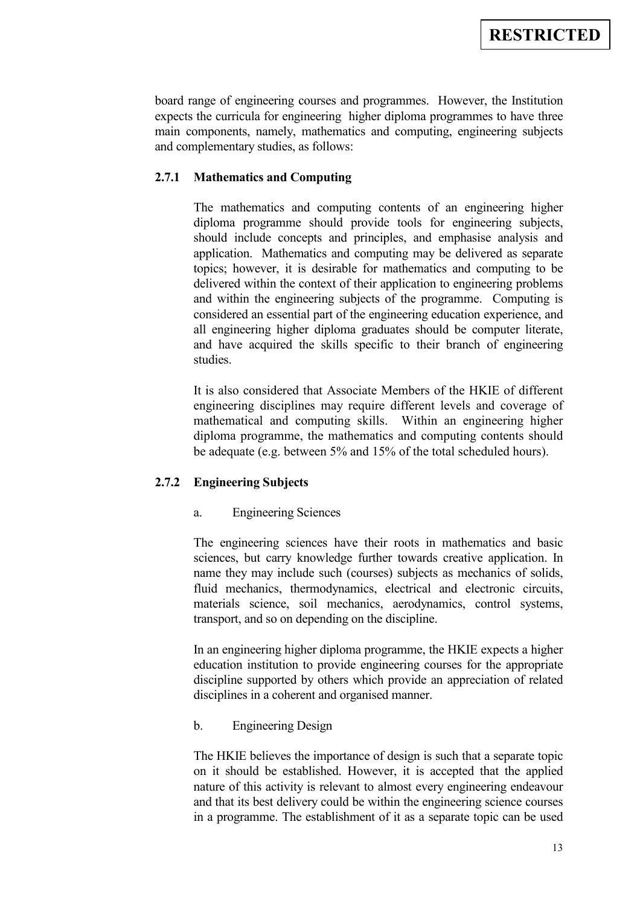board range of engineering courses and programmes. However, the Institution expects the curricula for engineering higher diploma programmes to have three main components, namely, mathematics and computing, engineering subjects and complementary studies, as follows:

### 2.7.1 Mathematics and Computing

The mathematics and computing contents of an engineering higher diploma programme should provide tools for engineering subjects, should include concepts and principles, and emphasise analysis and application. Mathematics and computing may be delivered as separate topics; however, it is desirable for mathematics and computing to be delivered within the context of their application to engineering problems and within the engineering subjects of the programme. Computing is considered an essential part of the engineering education experience, and all engineering higher diploma graduates should be computer literate, and have acquired the skills specific to their branch of engineering studies.

It is also considered that Associate Members of the HKIE of different engineering disciplines may require different levels and coverage of mathematical and computing skills. Within an engineering higher diploma programme, the mathematics and computing contents should be adequate (e.g. between 5% and 15% of the total scheduled hours).

### 2.7.2 Engineering Subjects

a. Engineering Sciences

The engineering sciences have their roots in mathematics and basic sciences, but carry knowledge further towards creative application. In name they may include such (courses) subjects as mechanics of solids, fluid mechanics, thermodynamics, electrical and electronic circuits, materials science, soil mechanics, aerodynamics, control systems, transport, and so on depending on the discipline.

In an engineering higher diploma programme, the HKIE expects a higher education institution to provide engineering courses for the appropriate discipline supported by others which provide an appreciation of related disciplines in a coherent and organised manner.

b. Engineering Design

The HKIE believes the importance of design is such that a separate topic on it should be established. However, it is accepted that the applied nature of this activity is relevant to almost every engineering endeavour and that its best delivery could be within the engineering science courses in a programme. The establishment of it as a separate topic can be used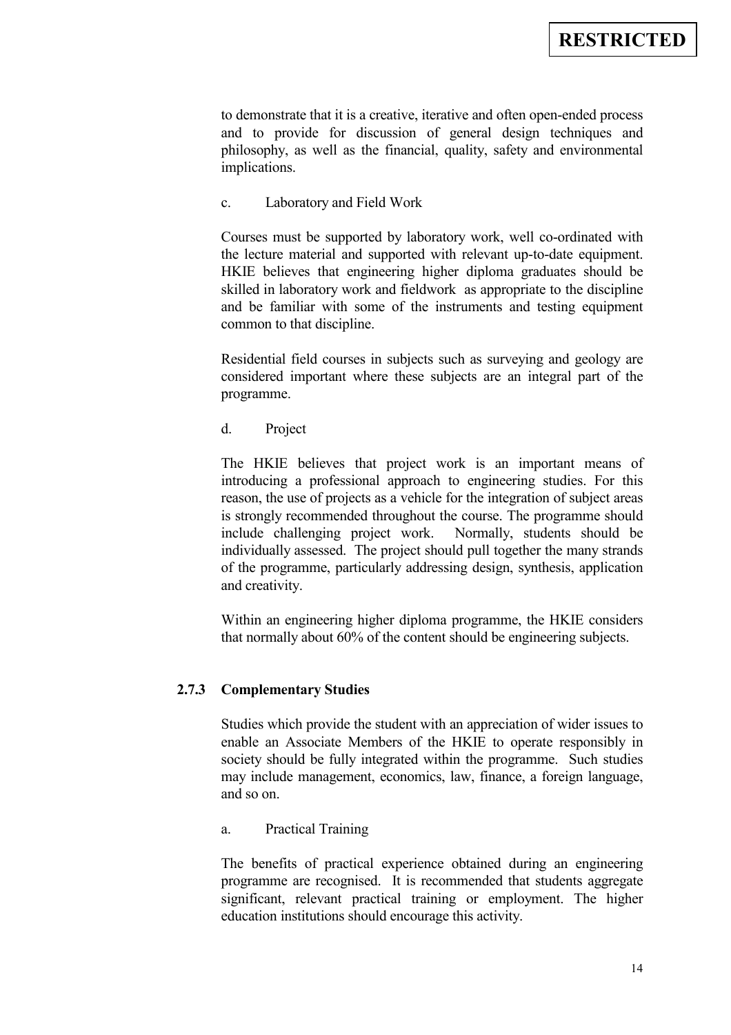to demonstrate that it is a creative, iterative and often open-ended process and to provide for discussion of general design techniques and philosophy, as well as the financial, quality, safety and environmental implications.

c. Laboratory and Field Work

Courses must be supported by laboratory work, well co-ordinated with the lecture material and supported with relevant up-to-date equipment. HKIE believes that engineering higher diploma graduates should be skilled in laboratory work and fieldwork as appropriate to the discipline and be familiar with some of the instruments and testing equipment common to that discipline.

Residential field courses in subjects such as surveying and geology are considered important where these subjects are an integral part of the programme.

d. Project

The HKIE believes that project work is an important means of introducing a professional approach to engineering studies. For this reason, the use of projects as a vehicle for the integration of subject areas is strongly recommended throughout the course. The programme should include challenging project work. Normally, students should be individually assessed. The project should pull together the many strands of the programme, particularly addressing design, synthesis, application and creativity.

Within an engineering higher diploma programme, the HKIE considers that normally about 60% of the content should be engineering subjects.

### 2.7.3 Complementary Studies

Studies which provide the student with an appreciation of wider issues to enable an Associate Members of the HKIE to operate responsibly in society should be fully integrated within the programme. Such studies may include management, economics, law, finance, a foreign language, and so on.

a. Practical Training

The benefits of practical experience obtained during an engineering programme are recognised. It is recommended that students aggregate significant, relevant practical training or employment. The higher education institutions should encourage this activity.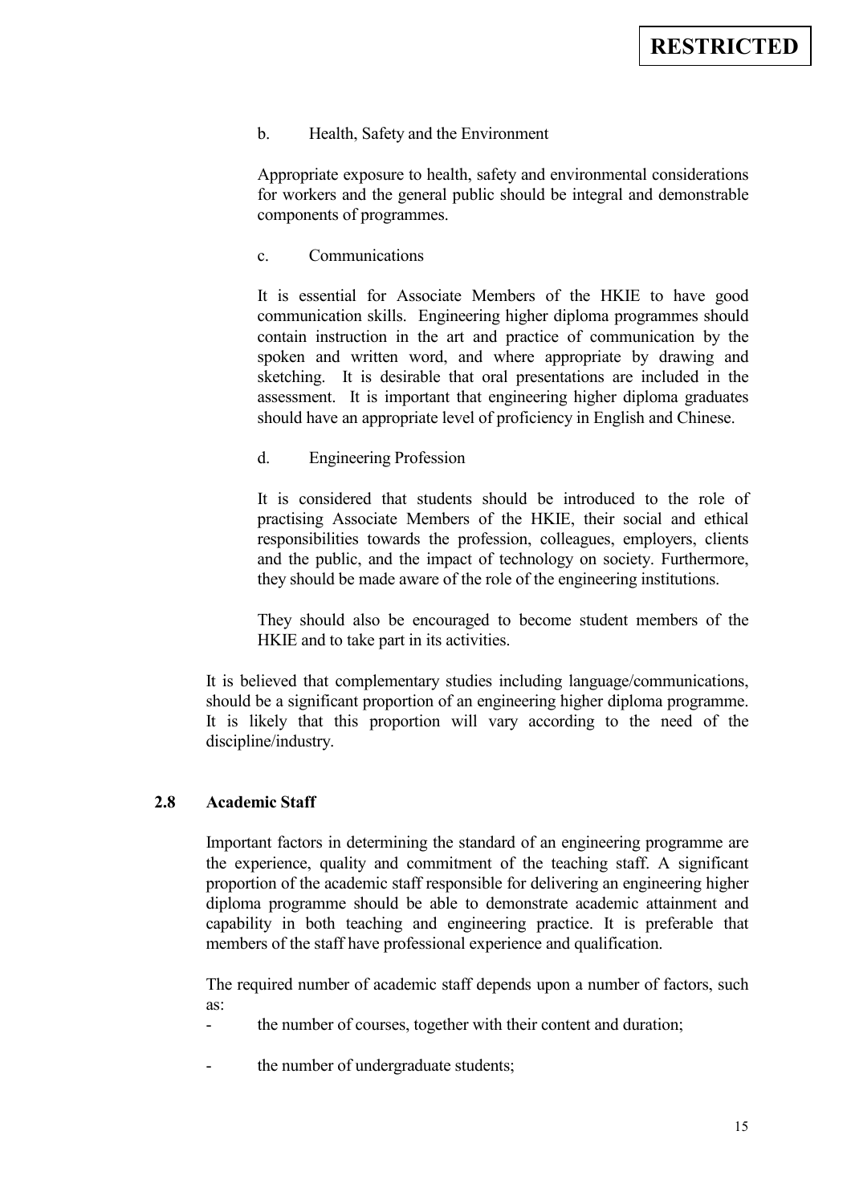b. Health, Safety and the Environment

Appropriate exposure to health, safety and environmental considerations for workers and the general public should be integral and demonstrable components of programmes.

c. Communications

It is essential for Associate Members of the HKIE to have good communication skills. Engineering higher diploma programmes should contain instruction in the art and practice of communication by the spoken and written word, and where appropriate by drawing and sketching. It is desirable that oral presentations are included in the assessment. It is important that engineering higher diploma graduates should have an appropriate level of proficiency in English and Chinese.

d. Engineering Profession

It is considered that students should be introduced to the role of practising Associate Members of the HKIE, their social and ethical responsibilities towards the profession, colleagues, employers, clients and the public, and the impact of technology on society. Furthermore, they should be made aware of the role of the engineering institutions.

They should also be encouraged to become student members of the HKIE and to take part in its activities.

It is believed that complementary studies including language/communications, should be a significant proportion of an engineering higher diploma programme. It is likely that this proportion will vary according to the need of the discipline/industry.

## 2.8 Academic Staff

Important factors in determining the standard of an engineering programme are the experience, quality and commitment of the teaching staff. A significant proportion of the academic staff responsible for delivering an engineering higher diploma programme should be able to demonstrate academic attainment and capability in both teaching and engineering practice. It is preferable that members of the staff have professional experience and qualification.

The required number of academic staff depends upon a number of factors, such as:

- the number of courses, together with their content and duration;
- the number of undergraduate students;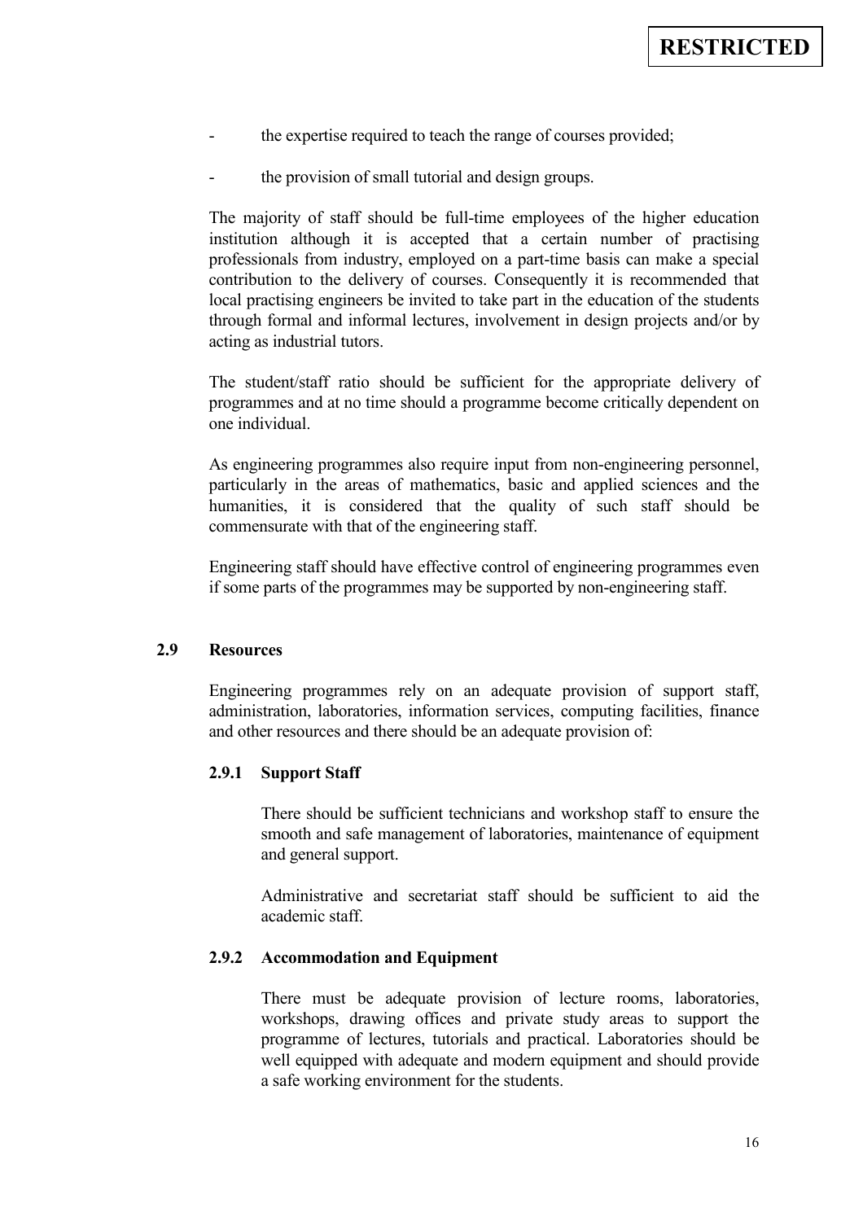- the expertise required to teach the range of courses provided;
- the provision of small tutorial and design groups.

The majority of staff should be full-time employees of the higher education institution although it is accepted that a certain number of practising professionals from industry, employed on a part-time basis can make a special contribution to the delivery of courses. Consequently it is recommended that local practising engineers be invited to take part in the education of the students through formal and informal lectures, involvement in design projects and/or by acting as industrial tutors.

The student/staff ratio should be sufficient for the appropriate delivery of programmes and at no time should a programme become critically dependent on one individual.

As engineering programmes also require input from non-engineering personnel, particularly in the areas of mathematics, basic and applied sciences and the humanities, it is considered that the quality of such staff should be commensurate with that of the engineering staff.

Engineering staff should have effective control of engineering programmes even if some parts of the programmes may be supported by non-engineering staff.

## 2.9 Resources

Engineering programmes rely on an adequate provision of support staff, administration, laboratories, information services, computing facilities, finance and other resources and there should be an adequate provision of:

### 2.9.1 Support Staff

There should be sufficient technicians and workshop staff to ensure the smooth and safe management of laboratories, maintenance of equipment and general support.

Administrative and secretariat staff should be sufficient to aid the academic staff.

### 2.9.2 Accommodation and Equipment

There must be adequate provision of lecture rooms, laboratories, workshops, drawing offices and private study areas to support the programme of lectures, tutorials and practical. Laboratories should be well equipped with adequate and modern equipment and should provide a safe working environment for the students.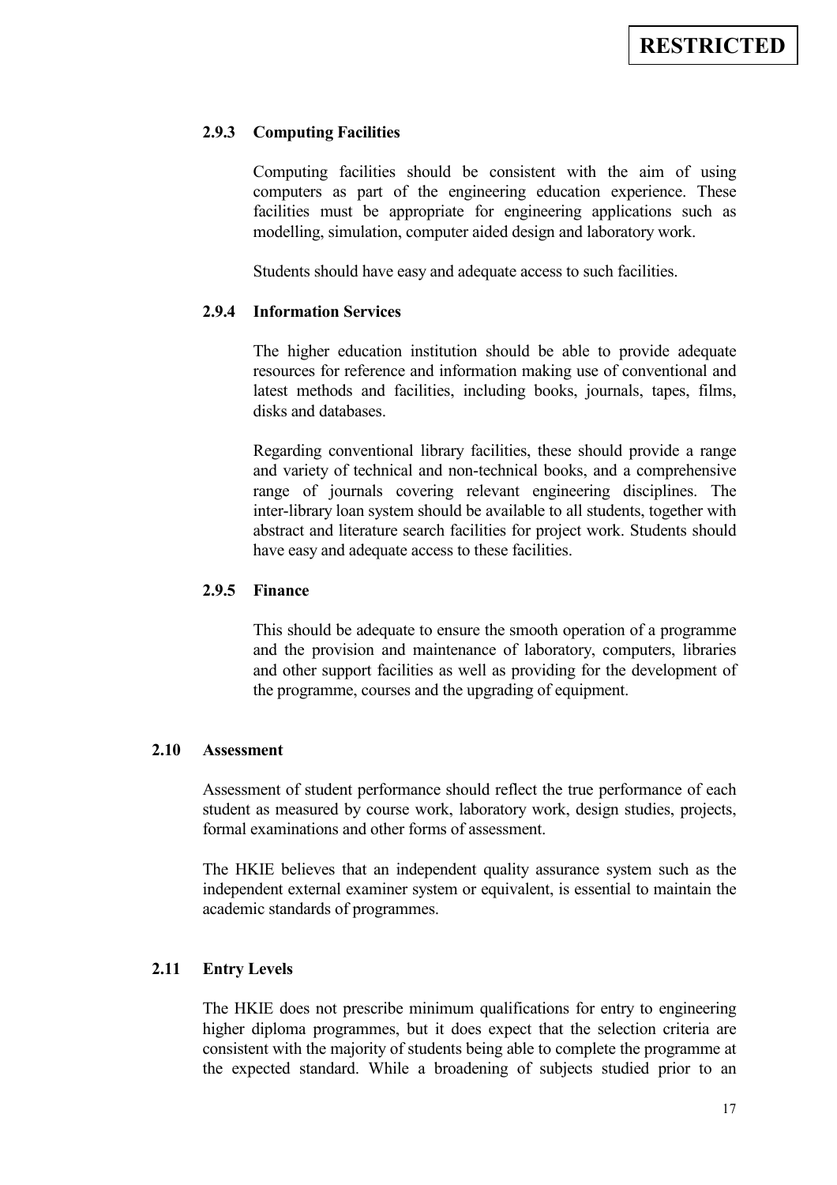#### 2.9.3 Computing Facilities

Computing facilities should be consistent with the aim of using computers as part of the engineering education experience. These facilities must be appropriate for engineering applications such as modelling, simulation, computer aided design and laboratory work.

Students should have easy and adequate access to such facilities.

#### 2.9.4 Information Services

The higher education institution should be able to provide adequate resources for reference and information making use of conventional and latest methods and facilities, including books, journals, tapes, films, disks and databases.

Regarding conventional library facilities, these should provide a range and variety of technical and non-technical books, and a comprehensive range of journals covering relevant engineering disciplines. The inter-library loan system should be available to all students, together with abstract and literature search facilities for project work. Students should have easy and adequate access to these facilities.

#### 2.9.5 Finance

This should be adequate to ensure the smooth operation of a programme and the provision and maintenance of laboratory, computers, libraries and other support facilities as well as providing for the development of the programme, courses and the upgrading of equipment.

### 2.10 Assessment

Assessment of student performance should reflect the true performance of each student as measured by course work, laboratory work, design studies, projects, formal examinations and other forms of assessment.

The HKIE believes that an independent quality assurance system such as the independent external examiner system or equivalent, is essential to maintain the academic standards of programmes.

### 2.11 Entry Levels

The HKIE does not prescribe minimum qualifications for entry to engineering higher diploma programmes, but it does expect that the selection criteria are consistent with the majority of students being able to complete the programme at the expected standard. While a broadening of subjects studied prior to an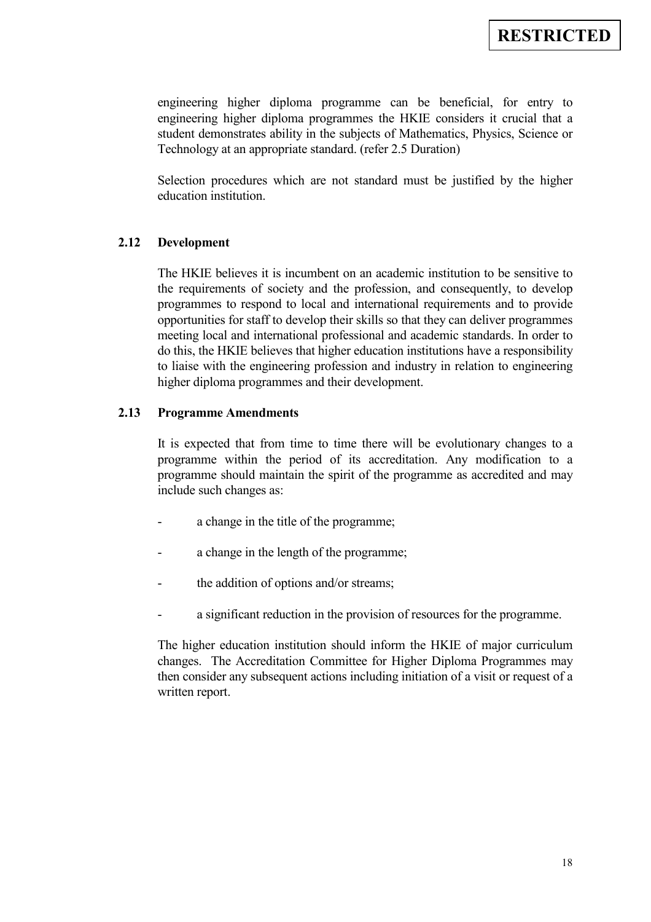engineering higher diploma programme can be beneficial, for entry to engineering higher diploma programmes the HKIE considers it crucial that a student demonstrates ability in the subjects of Mathematics, Physics, Science or Technology at an appropriate standard. (refer 2.5 Duration)

Selection procedures which are not standard must be justified by the higher education institution.

### 2.12 Development

The HKIE believes it is incumbent on an academic institution to be sensitive to the requirements of society and the profession, and consequently, to develop programmes to respond to local and international requirements and to provide opportunities for staff to develop their skills so that they can deliver programmes meeting local and international professional and academic standards. In order to do this, the HKIE believes that higher education institutions have a responsibility to liaise with the engineering profession and industry in relation to engineering higher diploma programmes and their development.

### 2.13 Programme Amendments

It is expected that from time to time there will be evolutionary changes to a programme within the period of its accreditation. Any modification to a programme should maintain the spirit of the programme as accredited and may include such changes as:

- a change in the title of the programme;
- a change in the length of the programme;
- the addition of options and/or streams;
- a significant reduction in the provision of resources for the programme.

The higher education institution should inform the HKIE of major curriculum changes. The Accreditation Committee for Higher Diploma Programmes may then consider any subsequent actions including initiation of a visit or request of a written report.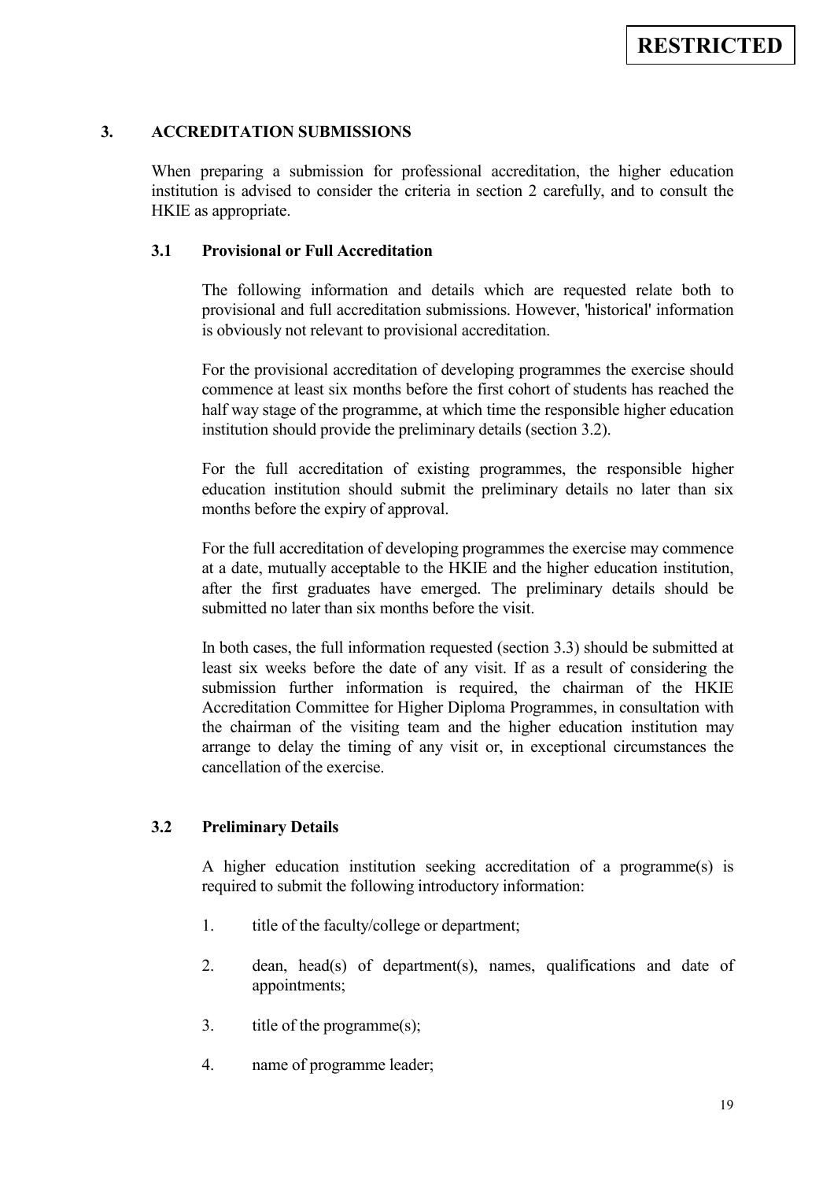**RESTRICTED**

## 3. ACCREDITATION SUBMISSIONS

When preparing a submission for professional accreditation, the higher education institution is advised to consider the criteria in section 2 carefully, and to consult the HKIE as appropriate.

### 3.1 Provisional or Full Accreditation

The following information and details which are requested relate both to provisional and full accreditation submissions. However, 'historical' information is obviously not relevant to provisional accreditation.

For the provisional accreditation of developing programmes the exercise should commence at least six months before the first cohort of students has reached the half way stage of the programme, at which time the responsible higher education institution should provide the preliminary details (section 3.2).

For the full accreditation of existing programmes, the responsible higher education institution should submit the preliminary details no later than six months before the expiry of approval.

For the full accreditation of developing programmes the exercise may commence at a date, mutually acceptable to the HKIE and the higher education institution, after the first graduates have emerged. The preliminary details should be submitted no later than six months before the visit.

In both cases, the full information requested (section 3.3) should be submitted at least six weeks before the date of any visit. If as a result of considering the submission further information is required, the chairman of the HKIE Accreditation Committee for Higher Diploma Programmes, in consultation with the chairman of the visiting team and the higher education institution may arrange to delay the timing of any visit or, in exceptional circumstances the cancellation of the exercise.

### 3.2 Preliminary Details

A higher education institution seeking accreditation of a programme(s) is required to submit the following introductory information:

1. title of the faculty/college or department;
2. dean, head(s) of department(s), names, qualifications and date of appointments;
3. title of the programme(s);
4. name of programme leader;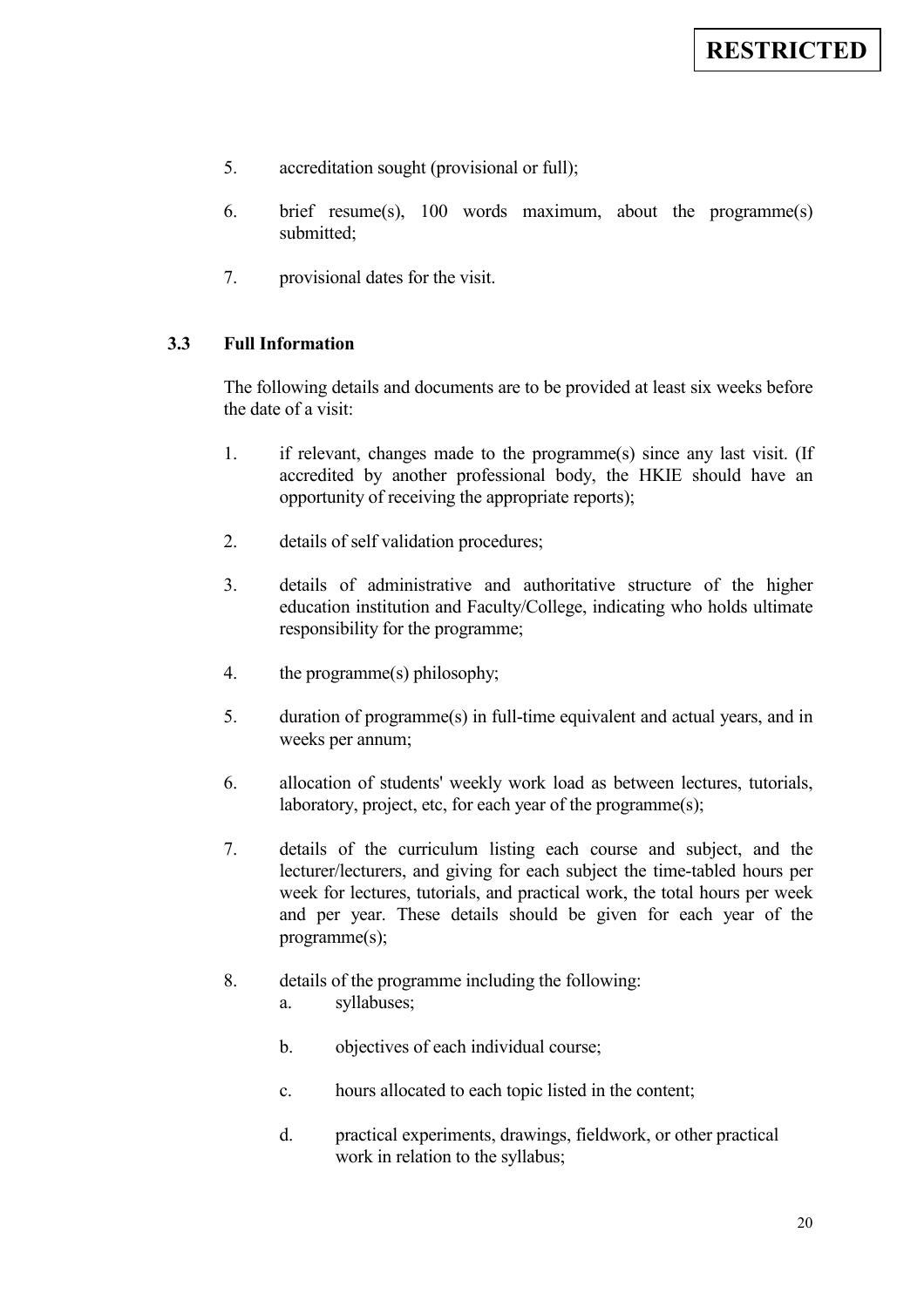5. accreditation sought (provisional or full);

6. brief resume(s), 100 words maximum, about the programme(s) submitted;

7. provisional dates for the visit.

### 3.3 Full Information

The following details and documents are to be provided at least six weeks before the date of a visit:

1. if relevant, changes made to the programme(s) since any last visit. (If accredited by another professional body, the HKIE should have an opportunity of receiving the appropriate reports);

2. details of self validation procedures;

3. details of administrative and authoritative structure of the higher education institution and Faculty/College, indicating who holds ultimate responsibility for the programme;

4. the programme(s) philosophy;

5. duration of programme(s) in full-time equivalent and actual years, and in weeks per annum;

6. allocation of students' weekly work load as between lectures, tutorials, laboratory, project, etc, for each year of the programme(s);

7. details of the curriculum listing each course and subject, and the lecturer/lecturers, and giving for each subject the time-tabled hours per week for lectures, tutorials, and practical work, the total hours per week and per year. These details should be given for each year of the programme(s);

8. details of the programme including the following:
   a. syllabuses;

   b. objectives of each individual course;

   c. hours allocated to each topic listed in the content;

   d. practical experiments, drawings, fieldwork, or other practical work in relation to the syllabus;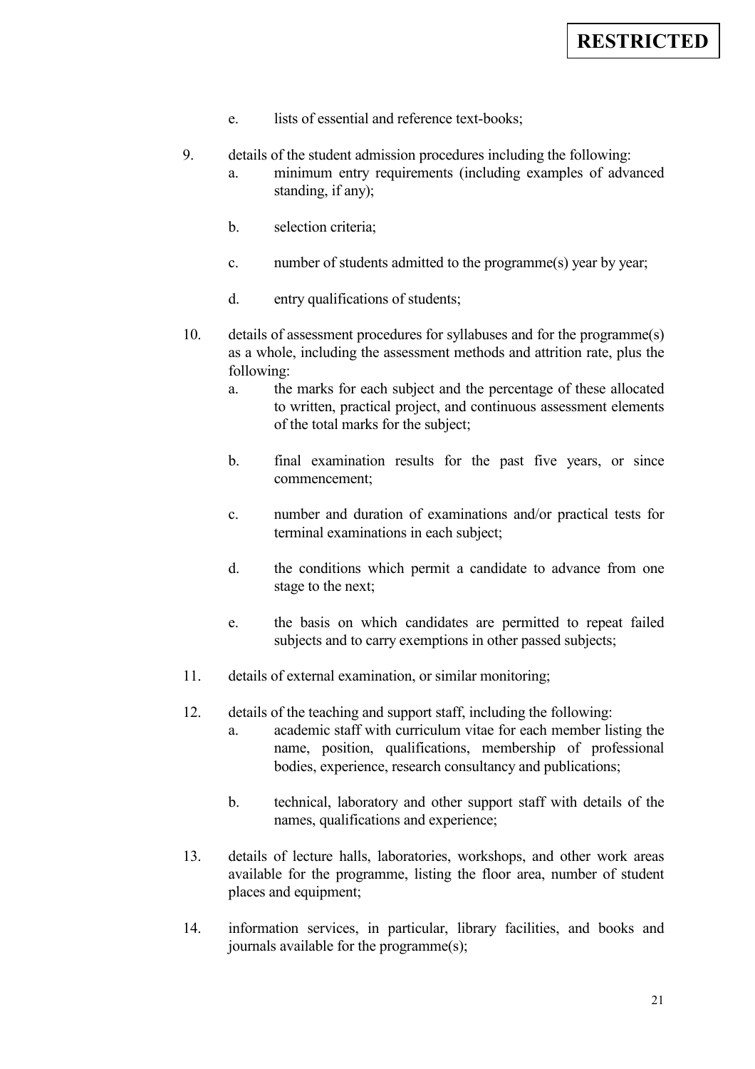e. lists of essential and reference text-books;

9. details of the student admission procedures including the following:
   a. minimum entry requirements (including examples of advanced standing, if any);

   b. selection criteria;

   c. number of students admitted to the programme(s) year by year;

   d. entry qualifications of students;

10. details of assessment procedures for syllabuses and for the programme(s) as a whole, including the assessment methods and attrition rate, plus the following:
    a. the marks for each subject and the percentage of these allocated to written, practical project, and continuous assessment elements of the total marks for the subject;

    b. final examination results for the past five years, or since commencement;

    c. number and duration of examinations and/or practical tests for terminal examinations in each subject;

    d. the conditions which permit a candidate to advance from one stage to the next;

    e. the basis on which candidates are permitted to repeat failed subjects and to carry exemptions in other passed subjects;

11. details of external examination, or similar monitoring;

12. details of the teaching and support staff, including the following:
    a. academic staff with curriculum vitae for each member listing the name, position, qualifications, membership of professional bodies, experience, research consultancy and publications;

    b. technical, laboratory and other support staff with details of the names, qualifications and experience;

13. details of lecture halls, laboratories, workshops, and other work areas available for the programme, listing the floor area, number of student places and equipment;

14. information services, in particular, library facilities, and books and journals available for the programme(s);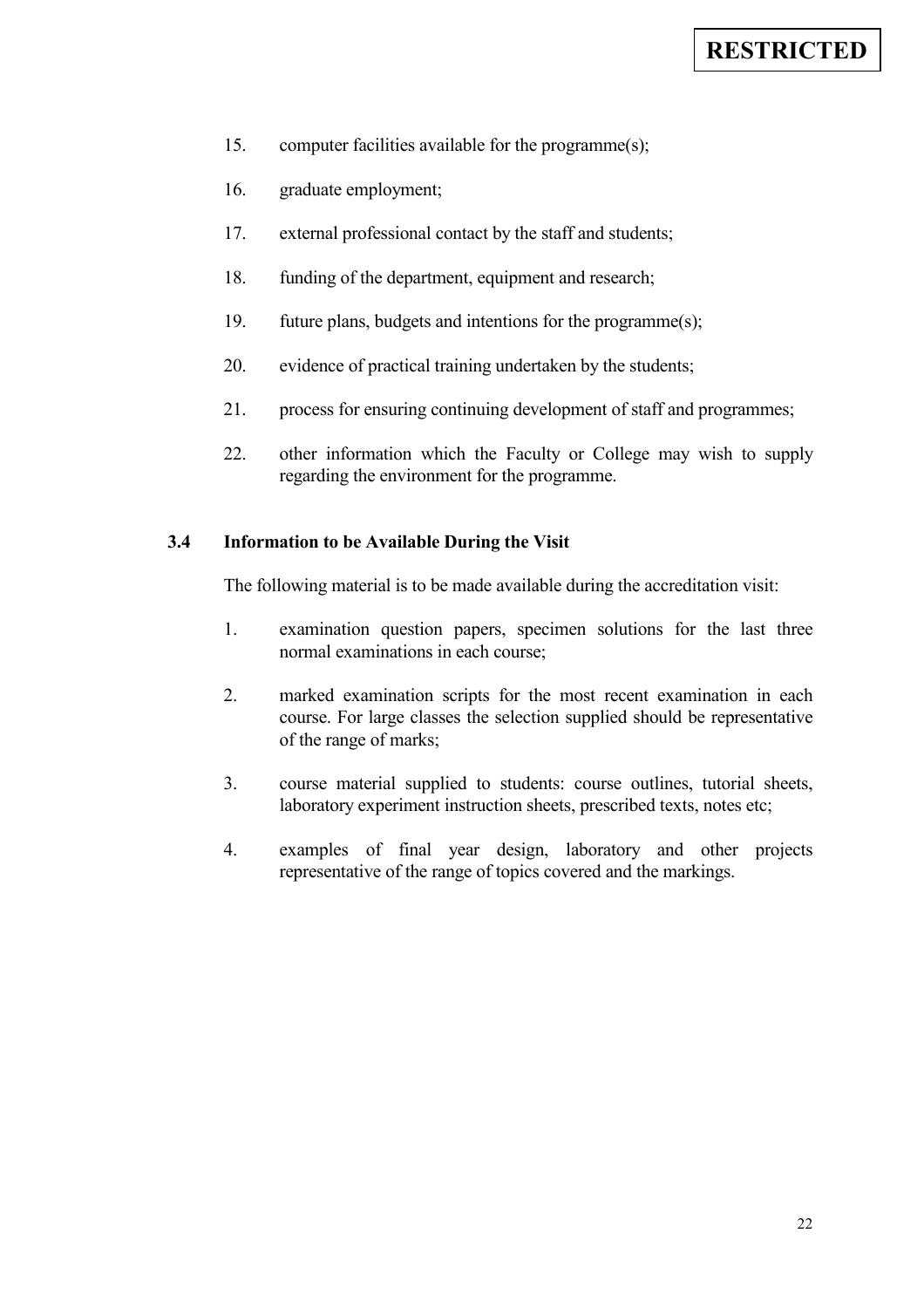15. computer facilities available for the programme(s);

16. graduate employment;

17. external professional contact by the staff and students;

18. funding of the department, equipment and research;

19. future plans, budgets and intentions for the programme(s);

20. evidence of practical training undertaken by the students;

21. process for ensuring continuing development of staff and programmes;

22. other information which the Faculty or College may wish to supply regarding the environment for the programme.

### 3.4 Information to be Available During the Visit

The following material is to be made available during the accreditation visit:

1. examination question papers, specimen solutions for the last three normal examinations in each course;

2. marked examination scripts for the most recent examination in each course. For large classes the selection supplied should be representative of the range of marks;

3. course material supplied to students: course outlines, tutorial sheets, laboratory experiment instruction sheets, prescribed texts, notes etc;

4. examples of final year design, laboratory and other projects representative of the range of topics covered and the markings.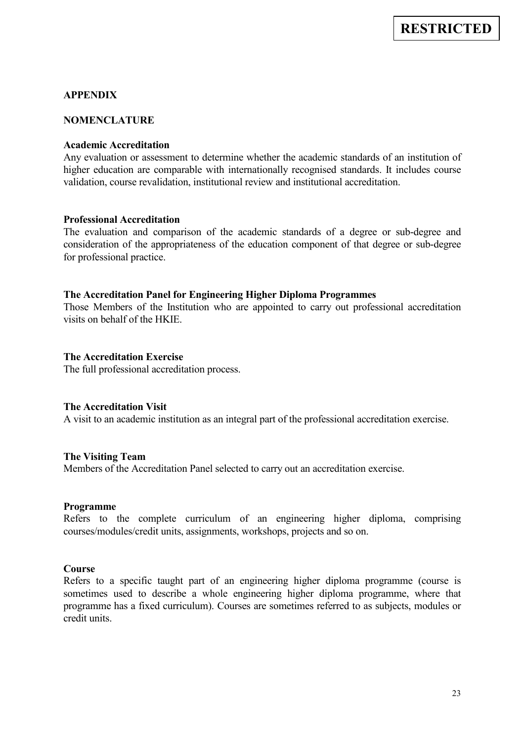**RESTRICTED**

## APPENDIX

## NOMENCLATURE

**Academic Accreditation**
Any evaluation or assessment to determine whether the academic standards of an institution of higher education are comparable with internationally recognised standards. It includes course validation, course revalidation, institutional review and institutional accreditation.

**Professional Accreditation**
The evaluation and comparison of the academic standards of a degree or sub-degree and consideration of the appropriateness of the education component of that degree or sub-degree for professional practice.

**The Accreditation Panel for Engineering Higher Diploma Programmes**
Those Members of the Institution who are appointed to carry out professional accreditation visits on behalf of the HKIE.

**The Accreditation Exercise**
The full professional accreditation process.

**The Accreditation Visit**
A visit to an academic institution as an integral part of the professional accreditation exercise.

**The Visiting Team**
Members of the Accreditation Panel selected to carry out an accreditation exercise.

**Programme**
Refers to the complete curriculum of an engineering higher diploma, comprising courses/modules/credit units, assignments, workshops, projects and so on.

**Course**
Refers to a specific taught part of an engineering higher diploma programme (course is sometimes used to describe a whole engineering higher diploma programme, where that programme has a fixed curriculum). Courses are sometimes referred to as subjects, modules or credit units.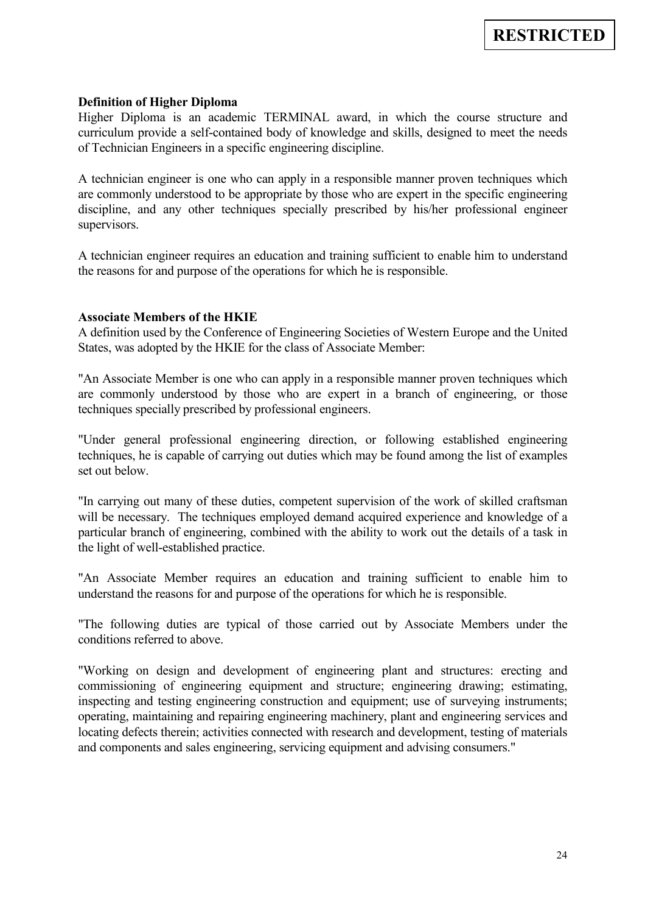**RESTRICTED**

**Definition of Higher Diploma**

Higher Diploma is an academic TERMINAL award, in which the course structure and curriculum provide a self-contained body of knowledge and skills, designed to meet the needs of Technician Engineers in a specific engineering discipline.

A technician engineer is one who can apply in a responsible manner proven techniques which are commonly understood to be appropriate by those who are expert in the specific engineering discipline, and any other techniques specially prescribed by his/her professional engineer supervisors.

A technician engineer requires an education and training sufficient to enable him to understand the reasons for and purpose of the operations for which he is responsible.

**Associate Members of the HKIE**

A definition used by the Conference of Engineering Societies of Western Europe and the United States, was adopted by the HKIE for the class of Associate Member:

"An Associate Member is one who can apply in a responsible manner proven techniques which are commonly understood by those who are expert in a branch of engineering, or those techniques specially prescribed by professional engineers.

"Under general professional engineering direction, or following established engineering techniques, he is capable of carrying out duties which may be found among the list of examples set out below.

"In carrying out many of these duties, competent supervision of the work of skilled craftsman will be necessary. The techniques employed demand acquired experience and knowledge of a particular branch of engineering, combined with the ability to work out the details of a task in the light of well-established practice.

"An Associate Member requires an education and training sufficient to enable him to understand the reasons for and purpose of the operations for which he is responsible.

"The following duties are typical of those carried out by Associate Members under the conditions referred to above.

"Working on design and development of engineering plant and structures: erecting and commissioning of engineering equipment and structure; engineering drawing; estimating, inspecting and testing engineering construction and equipment; use of surveying instruments; operating, maintaining and repairing engineering machinery, plant and engineering services and locating defects therein; activities connected with research and development, testing of materials and components and sales engineering, servicing equipment and advising consumers."